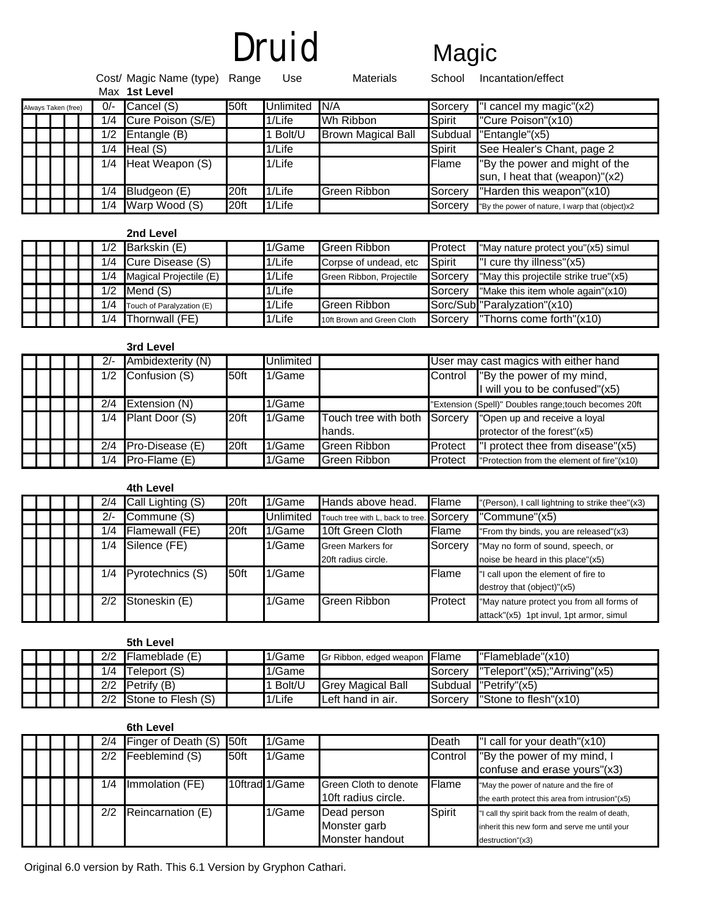# Druid Magic

| | Cost/ Max | Magic Name (type) | Range | Use | Materials | School | Incantation/effect |
|---|---|---|---|---|---|---|---|
| | | **1st Level** | | | | | |
| Always Taken (free) | 0/- | Cancel (S) | 50ft | Unlimited | N/A | Sorcery | "I cancel my magic"(x2) |
| | 1/4 | Cure Poison (S/E) | | 1/Life | Wh Ribbon | Spirit | "Cure Poison"(x10) |
| | 1/2 | Entangle (B) | | 1 Bolt/U | Brown Magical Ball | Subdual | "Entangle"(x5) |
| | 1/4 | Heal (S) | | 1/Life | | Spirit | See Healer's Chant, page 2 |
| | 1/4 | Heat Weapon (S) | | 1/Life | | Flame | "By the power and might of the sun, I heat that (weapon)"(x2) |
| | 1/4 | Bludgeon (E) | 20ft | 1/Life | Green Ribbon | Sorcery | "Harden this weapon"(x10) |
| | 1/4 | Warp Wood (S) | 20ft | 1/Life | | Sorcery | "By the power of nature, I warp that (object)x2 |
| | | **2nd Level** | | | | | |
| | 1/2 | Barkskin (E) | | 1/Game | Green Ribbon | Protect | "May nature protect you"(x5) simul |
| | 1/4 | Cure Disease (S) | | 1/Life | Corpse of undead, etc | Spirit | "I cure thy illness"(x5) |
| | 1/4 | Magical Projectile (E) | | 1/Life | Green Ribbon, Projectile | Sorcery | "May this projectile strike true"(x5) |
| | 1/2 | Mend (S) | | 1/Life | | Sorcery | "Make this item whole again"(x10) |
| | 1/4 | Touch of Paralyzation (E) | | 1/Life | Green Ribbon | Sorc/Sub | "Paralyzation"(x10) |
| | 1/4 | Thornwall (FE) | | 1/Life | 10ft Brown and Green Cloth | Sorcery | "Thorns come forth"(x10) |
| | | **3rd Level** | | | | | |
| | 2/- | Ambidexterity (N) | | Unlimited | | | User may cast magics with either hand |
| | 1/2 | Confusion (S) | 50ft | 1/Game | | Control | "By the power of my mind, I will you to be confused"(x5) |
| | 2/4 | Extension (N) | | 1/Game | | | "Extension (Spell)" Doubles range;touch becomes 20ft |
| | 1/4 | Plant Door (S) | 20ft | 1/Game | Touch tree with both hands. | Sorcery | "Open up and receive a loyal protector of the forest"(x5) |
| | 2/4 | Pro-Disease (E) | 20ft | 1/Game | Green Ribbon | Protect | "I protect thee from disease"(x5) |
| | 1/4 | Pro-Flame (E) | | 1/Game | Green Ribbon | Protect | "Protection from the element of fire"(x10) |
| | | **4th Level** | | | | | |
| | 2/4 | Call Lighting (S) | 20ft | 1/Game | Hands above head. | Flame | "(Person), I call lightning to strike thee"(x3) |
| | 2/- | Commune (S) | | Unlimited | Touch tree with L, back to tree. | Sorcery | "Commune"(x5) |
| | 1/4 | Flamewall (FE) | 20ft | 1/Game | 10ft Green Cloth | Flame | "From thy binds, you are released"(x3) |
| | 1/4 | Silence (FE) | | 1/Game | Green Markers for 20ft radius circle. | Sorcery | "May no form of sound, speech, or noise be heard in this place"(x5) |
| | 1/4 | Pyrotechnics (S) | 50ft | 1/Game | | Flame | "I call upon the element of fire to destroy that (object)"(x5) |
| | 2/2 | Stoneskin (E) | | 1/Game | Green Ribbon | Protect | "May nature protect you from all forms of attack"(x5) 1pt invul, 1pt armor, simul |
| | | **5th Level** | | | | | |
| | 2/2 | Flameblade (E) | | 1/Game | Gr Ribbon, edged weapon | Flame | "Flameblade"(x10) |
| | 1/4 | Teleport (S) | | 1/Game | | Sorcery | "Teleport"(x5);"Arriving"(x5) |
| | 2/2 | Petrify (B) | | 1 Bolt/U | Grey Magical Ball | Subdual | "Petrify"(x5) |
| | 2/2 | Stone to Flesh (S) | | 1/Life | Left hand in air. | Sorcery | "Stone to flesh"(x10) |
| | | **6th Level** | | | | | |
| | 2/4 | Finger of Death (S) | 50ft | 1/Game | | Death | "I call for your death"(x10) |
| | 2/2 | Feeblemind (S) | 50ft | 1/Game | | Control | "By the power of my mind, I confuse and erase yours"(x3) |
| | 1/4 | Immolation (FE) | 10ftrad | 1/Game | Green Cloth to denote 10ft radius circle. | Flame | "May the power of nature and the fire of the earth protect this area from intrusion"(x5) |
| | 2/2 | Reincarnation (E) | | 1/Game | Dead person Monster garb Monster handout | Spirit | "I call thy spirit back from the realm of death, inherit this new form and serve me until your destruction"(x3) |

Original 6.0 version by Rath. This 6.1 Version by Gryphon Cathari.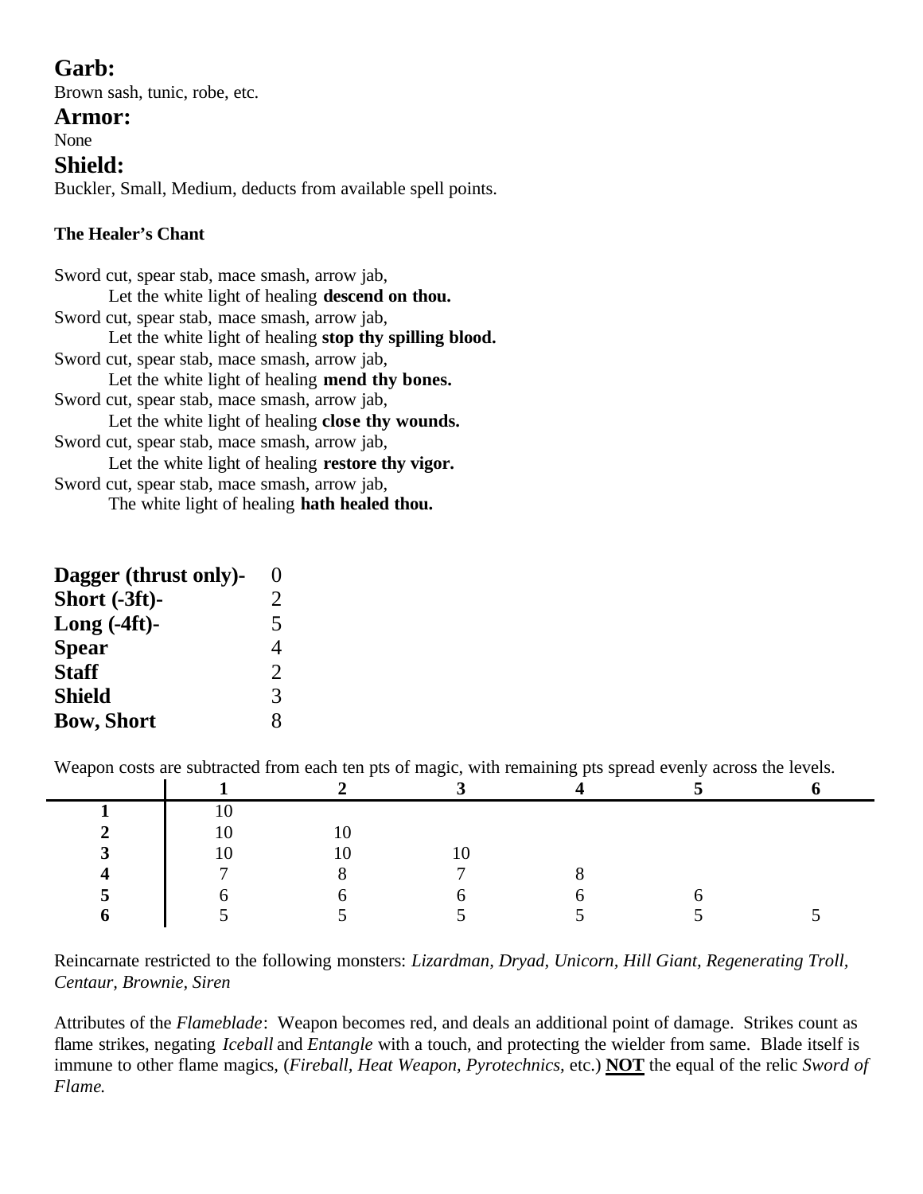## Garb:

Brown sash, tunic, robe, etc.

## Armor:

None

## Shield:

Buckler, Small, Medium, deducts from available spell points.

**The Healer's Chant**

Sword cut, spear stab, mace smash, arrow jab,
    Let the white light of healing **descend on thou.**
Sword cut, spear stab, mace smash, arrow jab,
    Let the white light of healing **stop thy spilling blood.**
Sword cut, spear stab, mace smash, arrow jab,
    Let the white light of healing **mend thy bones.**
Sword cut, spear stab, mace smash, arrow jab,
    Let the white light of healing **close thy wounds.**
Sword cut, spear stab, mace smash, arrow jab,
    Let the white light of healing **restore thy vigor.**
Sword cut, spear stab, mace smash, arrow jab,
    The white light of healing **hath healed thou.**

| | |
|---|---|
| **Dagger (thrust only)-** | 0 |
| **Short (-3ft)-** | 2 |
| **Long (-4ft)-** | 5 |
| **Spear** | 4 |
| **Staff** | 2 |
| **Shield** | 3 |
| **Bow, Short** | 8 |

Weapon costs are subtracted from each ten pts of magic, with remaining pts spread evenly across the levels.

| | **1** | **2** | **3** | **4** | **5** | **6** |
|---|---|---|---|---|---|---|
| **1** | 10 | | | | | |
| **2** | 10 | 10 | | | | |
| **3** | 10 | 10 | 10 | | | |
| **4** | 7 | 8 | 7 | 8 | | |
| **5** | 6 | 6 | 6 | 6 | 6 | |
| **6** | 5 | 5 | 5 | 5 | 5 | 5 |

Reincarnate restricted to the following monsters: *Lizardman, Dryad, Unicorn, Hill Giant, Regenerating Troll, Centaur, Brownie, Siren*

Attributes of the *Flameblade*: Weapon becomes red, and deals an additional point of damage. Strikes count as flame strikes, negating *Iceball* and *Entangle* with a touch, and protecting the wielder from same. Blade itself is immune to other flame magics, (*Fireball, Heat Weapon, Pyrotechnics,* etc.) **NOT** the equal of the relic *Sword of Flame.*